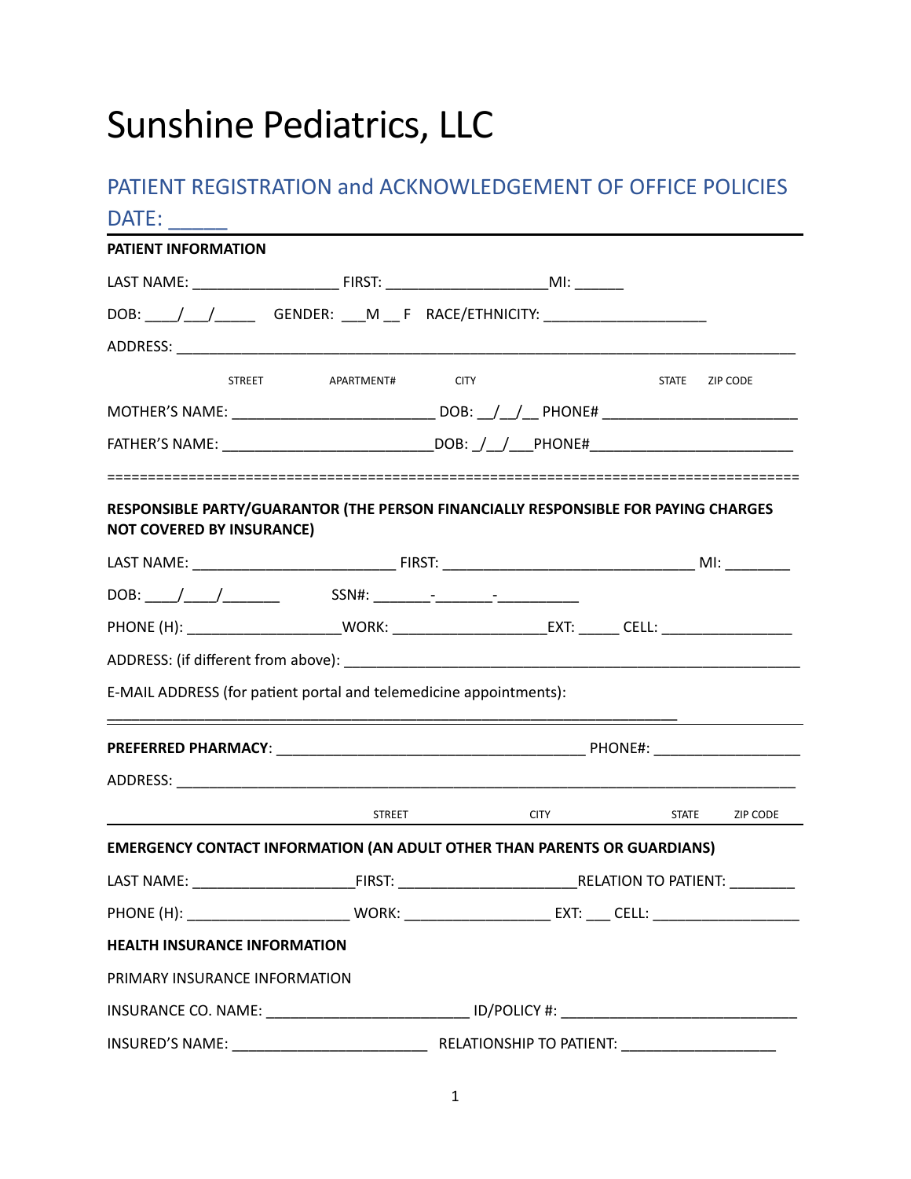# Sunshine Pediatrics, LLC

## PATIENT REGISTRATION and ACKNOWLEDGEMENT OF OFFICE POLICIES

## DATE: _____

**PATIENT INFORMATION**

LAST NAME: __________________ FIRST: ____________________MI: ______

DOB: ____/___/_____ GENDER: ___M __ F RACE/ETHNICITY: ____________________

ADDRESS: ________________________________________________________________________________

STREET APARTMENT# CITY STATE ZIP CODE

MOTHER'S NAME: _________________________ DOB: __/__/__ PHONE# ________________________

FATHER'S NAME: _________________________DOB: _/__/___PHONE#________________________

==================================================================================

**RESPONSIBLE PARTY/GUARANTOR (THE PERSON FINANCIALLY RESPONSIBLE FOR PAYING CHARGES NOT COVERED BY INSURANCE)**

LAST NAME: _________________________ FIRST: ______________________________ MI: ________

DOB: ____/____/_______ SSN#: _______-_______-__________

PHONE (H): ___________________WORK: ___________________EXT: _____ CELL: ________________

ADDRESS: (if different from above): _________________________________________________________

E-MAIL ADDRESS (for patient portal and telemedicine appointments):

_______________________________________________________________________

**PREFERRED PHARMACY**: ______________________________________ PHONE#: __________________

ADDRESS: ________________________________________________________________________________

STREET CITY STATE ZIP CODE

**EMERGENCY CONTACT INFORMATION (AN ADULT OTHER THAN PARENTS OR GUARDIANS)**

LAST NAME: ____________________FIRST: _____________________RELATION TO PATIENT: ________

PHONE (H): ____________________ WORK: _________________ EXT: ___ CELL: __________________

**HEALTH INSURANCE INFORMATION**

PRIMARY INSURANCE INFORMATION

INSURANCE CO. NAME: ________________________ ID/POLICY #: _____________________________

INSURED'S NAME: ________________________ RELATIONSHIP TO PATIENT: ___________________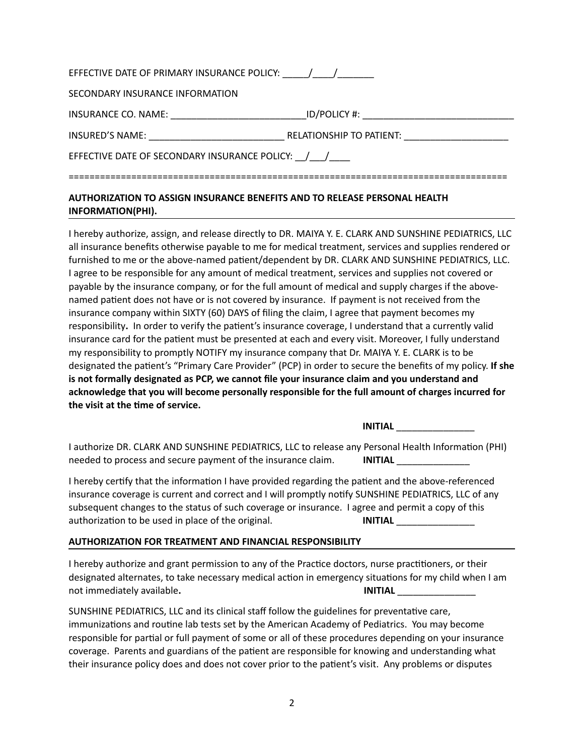EFFECTIVE DATE OF PRIMARY INSURANCE POLICY: _____/____/_______

SECONDARY INSURANCE INFORMATION

INSURANCE CO. NAME: __________________________ID/POLICY #: _____________________________

INSURED'S NAME: __________________________ RELATIONSHIP TO PATIENT: ____________________

EFFECTIVE DATE OF SECONDARY INSURANCE POLICY: __/___/____

===================================================================================

**AUTHORIZATION TO ASSIGN INSURANCE BENEFITS AND TO RELEASE PERSONAL HEALTH INFORMATION(PHI).**

I hereby authorize, assign, and release directly to DR. MAIYA Y. E. CLARK AND SUNSHINE PEDIATRICS, LLC all insurance benefits otherwise payable to me for medical treatment, services and supplies rendered or furnished to me or the above-named patient/dependent by DR. CLARK AND SUNSHINE PEDIATRICS, LLC. I agree to be responsible for any amount of medical treatment, services and supplies not covered or payable by the insurance company, or for the full amount of medical and supply charges if the above-named patient does not have or is not covered by insurance. If payment is not received from the insurance company within SIXTY (60) DAYS of filing the claim, I agree that payment becomes my responsibility. In order to verify the patient's insurance coverage, I understand that a currently valid insurance card for the patient must be presented at each and every visit. Moreover, I fully understand my responsibility to promptly NOTIFY my insurance company that Dr. MAIYA Y. E. CLARK is to be designated the patient's "Primary Care Provider" (PCP) in order to secure the benefits of my policy. **If she is not formally designated as PCP, we cannot file your insurance claim and you understand and acknowledge that you will become personally responsible for the full amount of charges incurred for the visit at the time of service.**

**INITIAL** _______________

I authorize DR. CLARK AND SUNSHINE PEDIATRICS, LLC to release any Personal Health Information (PHI) needed to process and secure payment of the insurance claim. **INITIAL** ______________

I hereby certify that the information I have provided regarding the patient and the above-referenced insurance coverage is current and correct and I will promptly notify SUNSHINE PEDIATRICS, LLC of any subsequent changes to the status of such coverage or insurance. I agree and permit a copy of this authorization to be used in place of the original. **INITIAL** _______________

**AUTHORIZATION FOR TREATMENT AND FINANCIAL RESPONSIBILITY**

I hereby authorize and grant permission to any of the Practice doctors, nurse practitioners, or their designated alternates, to take necessary medical action in emergency situations for my child when I am not immediately available. **INITIAL** _______________

SUNSHINE PEDIATRICS, LLC and its clinical staff follow the guidelines for preventative care, immunizations and routine lab tests set by the American Academy of Pediatrics. You may become responsible for partial or full payment of some or all of these procedures depending on your insurance coverage. Parents and guardians of the patient are responsible for knowing and understanding what their insurance policy does and does not cover prior to the patient's visit. Any problems or disputes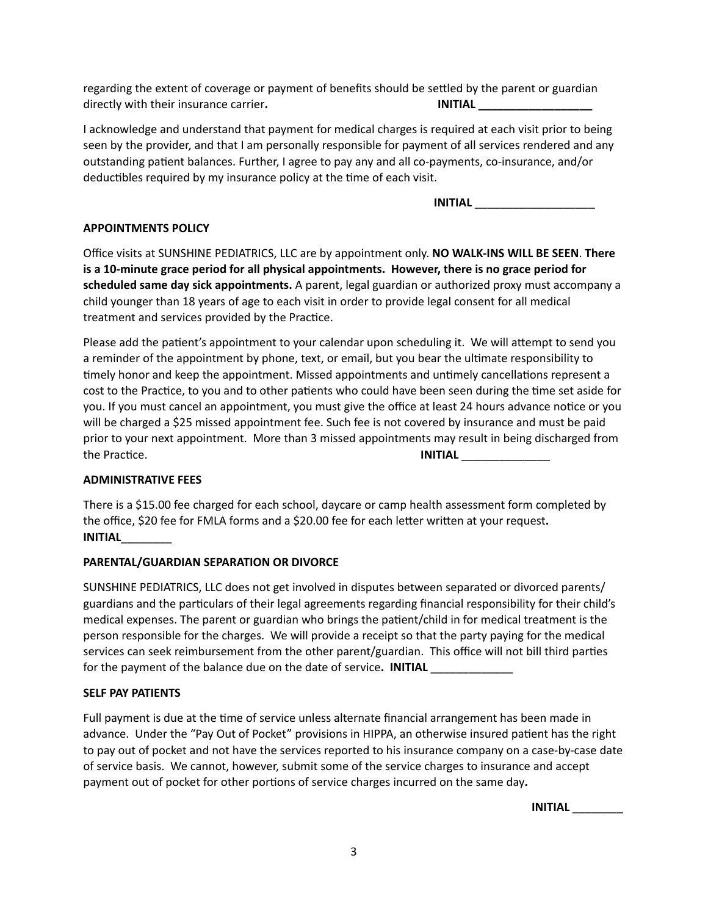regarding the extent of coverage or payment of benefits should be settled by the parent or guardian directly with their insurance carrier**.** **INITIAL __________________**

I acknowledge and understand that payment for medical charges is required at each visit prior to being seen by the provider, and that I am personally responsible for payment of all services rendered and any outstanding patient balances. Further, I agree to pay any and all co-payments, co-insurance, and/or deductibles required by my insurance policy at the time of each visit.

**INITIAL** ___________________

**APPOINTMENTS POLICY**

Office visits at SUNSHINE PEDIATRICS, LLC are by appointment only. **NO WALK-INS WILL BE SEEN**. **There is a 10-minute grace period for all physical appointments. However, there is no grace period for scheduled same day sick appointments.** A parent, legal guardian or authorized proxy must accompany a child younger than 18 years of age to each visit in order to provide legal consent for all medical treatment and services provided by the Practice.

Please add the patient's appointment to your calendar upon scheduling it. We will attempt to send you a reminder of the appointment by phone, text, or email, but you bear the ultimate responsibility to timely honor and keep the appointment. Missed appointments and untimely cancellations represent a cost to the Practice, to you and to other patients who could have been seen during the time set aside for you. If you must cancel an appointment, you must give the office at least 24 hours advance notice or you will be charged a $25 missed appointment fee. Such fee is not covered by insurance and must be paid prior to your next appointment. More than 3 missed appointments may result in being discharged from the Practice. **INITIAL** ______________

**ADMINISTRATIVE FEES**

There is a $15.00 fee charged for each school, daycare or camp health assessment form completed by the office, $20 fee for FMLA forms and a $20.00 fee for each letter written at your request**.**
**INITIAL**________

**PARENTAL/GUARDIAN SEPARATION OR DIVORCE**

SUNSHINE PEDIATRICS, LLC does not get involved in disputes between separated or divorced parents/guardians and the particulars of their legal agreements regarding financial responsibility for their child's medical expenses. The parent or guardian who brings the patient/child in for medical treatment is the person responsible for the charges. We will provide a receipt so that the party paying for the medical services can seek reimbursement from the other parent/guardian. This office will not bill third parties for the payment of the balance due on the date of service**. INITIAL** _____________

**SELF PAY PATIENTS**

Full payment is due at the time of service unless alternate financial arrangement has been made in advance. Under the "Pay Out of Pocket" provisions in HIPPA, an otherwise insured patient has the right to pay out of pocket and not have the services reported to his insurance company on a case-by-case date of service basis. We cannot, however, submit some of the service charges to insurance and accept payment out of pocket for other portions of service charges incurred on the same day**.**

**INITIAL** ________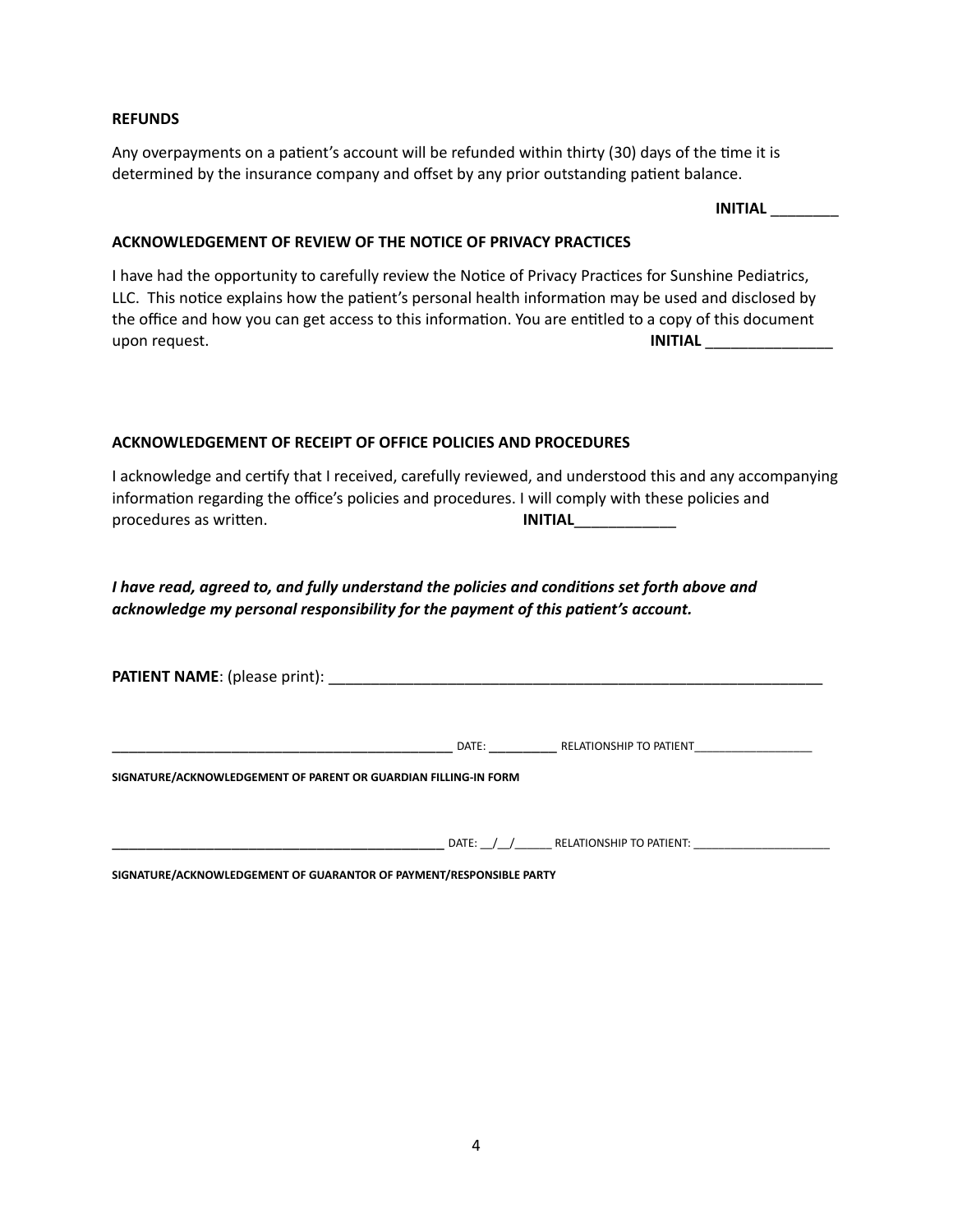**REFUNDS**

Any overpayments on a patient's account will be refunded within thirty (30) days of the time it is determined by the insurance company and offset by any prior outstanding patient balance.

**INITIAL** ________

**ACKNOWLEDGEMENT OF REVIEW OF THE NOTICE OF PRIVACY PRACTICES**

I have had the opportunity to carefully review the Notice of Privacy Practices for Sunshine Pediatrics, LLC. This notice explains how the patient's personal health information may be used and disclosed by the office and how you can get access to this information. You are entitled to a copy of this document upon request. **INITIAL** _______________

**ACKNOWLEDGEMENT OF RECEIPT OF OFFICE POLICIES AND PROCEDURES**

I acknowledge and certify that I received, carefully reviewed, and understood this and any accompanying information regarding the office's policies and procedures. I will comply with these policies and procedures as written. **INITIAL**____________

***I have read, agreed to, and fully understand the policies and conditions set forth above and acknowledge my personal responsibility for the payment of this patient's account.***

**PATIENT NAME**: (please print): ______________________________________________________________

_______________________________________________ DATE: __________ RELATIONSHIP TO PATIENT___________________

**SIGNATURE/ACKNOWLEDGEMENT OF PARENT OR GUARDIAN FILLING-IN FORM**

_______________________________________________ DATE: __/__/______ RELATIONSHIP TO PATIENT: _____________________

**SIGNATURE/ACKNOWLEDGEMENT OF GUARANTOR OF PAYMENT/RESPONSIBLE PARTY**